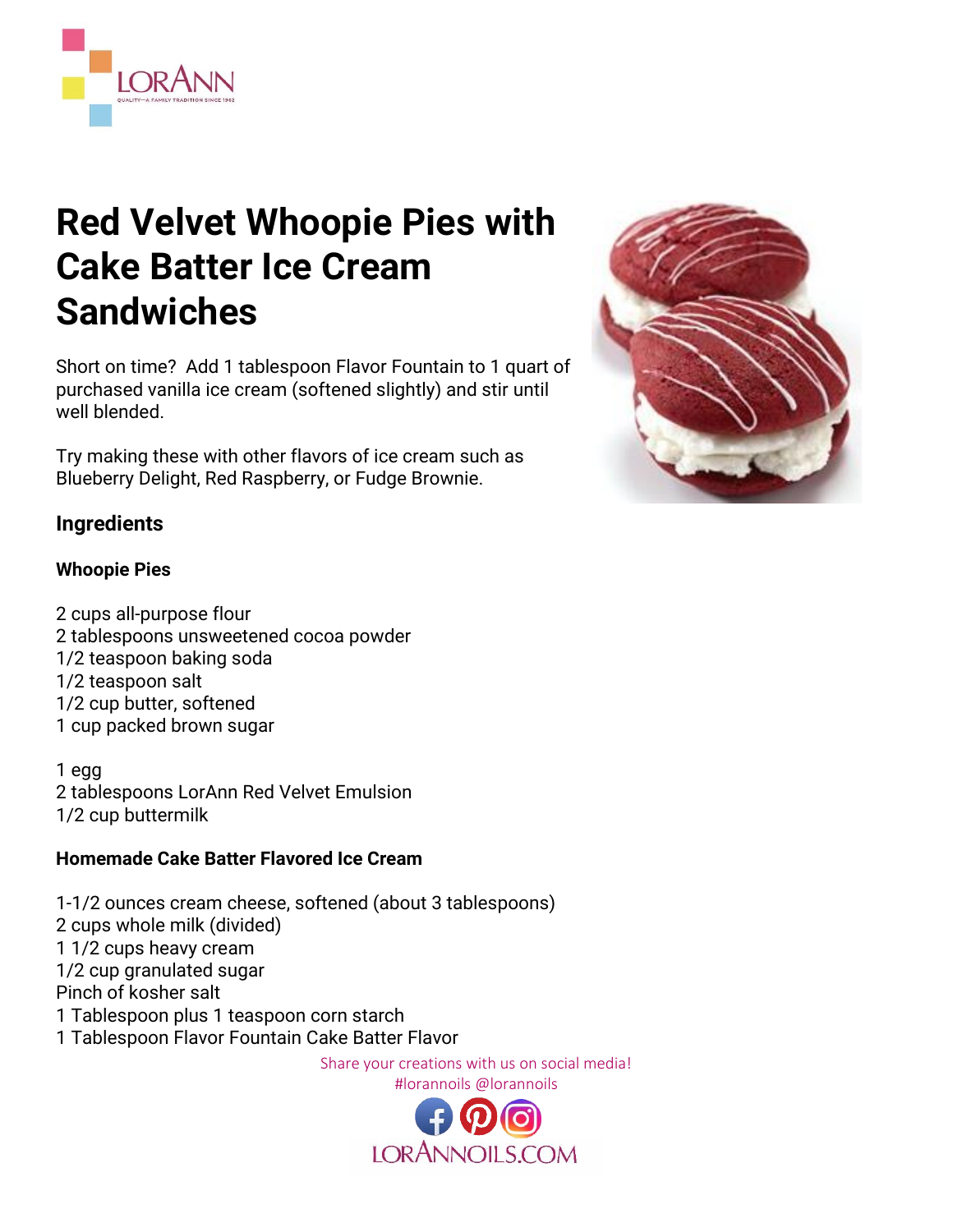# Red Velvet Whoopie Pies with Cake Batter Ice Cream Sandwiches

Short on time? Add 1 tablespoon Flavor Fountain to 1 quart of purchased vanilla ice cream (softened slightly) and stir until well blended.

Try making these with other flavors of ice cream such as Blueberry Delight, Red Raspberry, or Fudge Brownie.

## Ingredients

### Whoopie Pies

2 cups all-purpose flour
2 tablespoons unsweetened cocoa powder
1/2 teaspoon baking soda
1/2 teaspoon salt
1/2 cup butter, softened
1 cup packed brown sugar

1 egg
2 tablespoons LorAnn Red Velvet Emulsion
1/2 cup buttermilk

### Homemade Cake Batter Flavored Ice Cream

1-1/2 ounces cream cheese, softened (about 3 tablespoons)
2 cups whole milk (divided)
1 1/2 cups heavy cream
1/2 cup granulated sugar
Pinch of kosher salt
1 Tablespoon plus 1 teaspoon corn starch
1 Tablespoon Flavor Fountain Cake Batter Flavor

Share your creations with us on social media!
#lorannoils @lorannoils

LORANNOILS.COM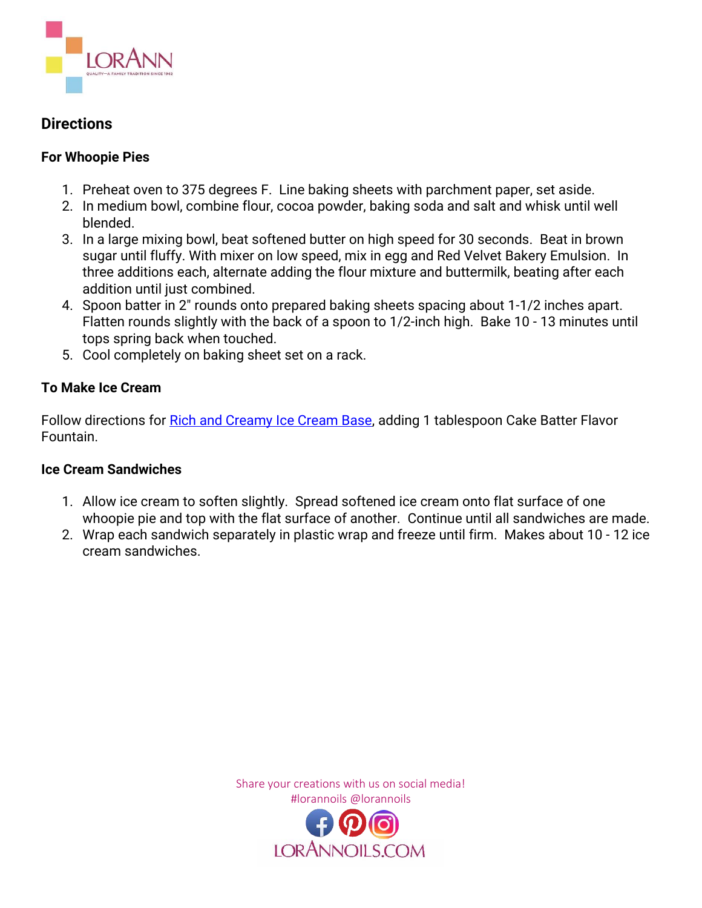## Directions

### For Whoopie Pies

1. Preheat oven to 375 degrees F. Line baking sheets with parchment paper, set aside.
2. In medium bowl, combine flour, cocoa powder, baking soda and salt and whisk until well blended.
3. In a large mixing bowl, beat softened butter on high speed for 30 seconds. Beat in brown sugar until fluffy. With mixer on low speed, mix in egg and Red Velvet Bakery Emulsion. In three additions each, alternate adding the flour mixture and buttermilk, beating after each addition until just combined.
4. Spoon batter in 2" rounds onto prepared baking sheets spacing about 1-1/2 inches apart. Flatten rounds slightly with the back of a spoon to 1/2-inch high. Bake 10 - 13 minutes until tops spring back when touched.
5. Cool completely on baking sheet set on a rack.

### To Make Ice Cream

Follow directions for [Rich and Creamy Ice Cream Base](), adding 1 tablespoon Cake Batter Flavor Fountain.

### Ice Cream Sandwiches

1. Allow ice cream to soften slightly. Spread softened ice cream onto flat surface of one whoopie pie and top with the flat surface of another. Continue until all sandwiches are made.
2. Wrap each sandwich separately in plastic wrap and freeze until firm. Makes about 10 - 12 ice cream sandwiches.

Share your creations with us on social media!
#lorannoils @lorannoils

LORANNOILS.COM